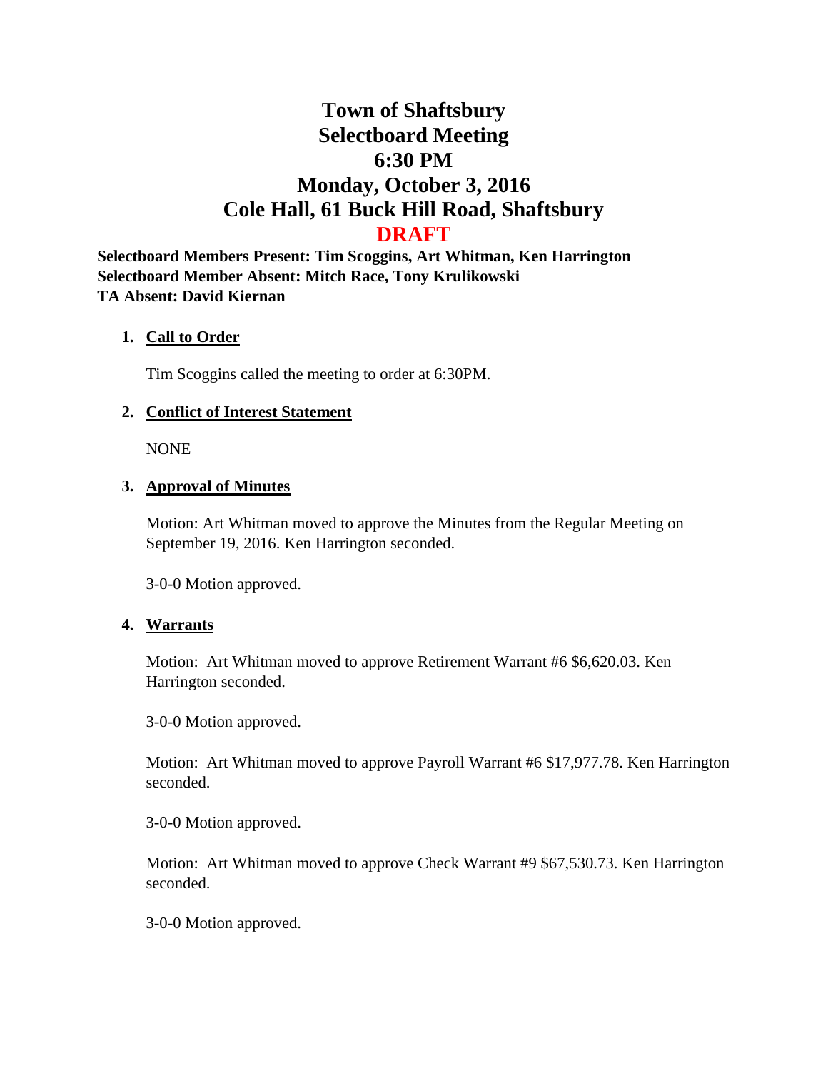# Town of Shaftsbury
# Selectboard Meeting
# 6:30 PM
# Monday, October 3, 2016
# Cole Hall, 61 Buck Hill Road, Shaftsbury
# DRAFT

**Selectboard Members Present: Tim Scoggins, Art Whitman, Ken Harrington**
**Selectboard Member Absent: Mitch Race, Tony Krulikowski**
**TA Absent: David Kiernan**

1. **Call to Order**

   Tim Scoggins called the meeting to order at 6:30PM.

2. **Conflict of Interest Statement**

   NONE

3. **Approval of Minutes**

   Motion: Art Whitman moved to approve the Minutes from the Regular Meeting on September 19, 2016. Ken Harrington seconded.

   3-0-0 Motion approved.

4. **Warrants**

   Motion: Art Whitman moved to approve Retirement Warrant #6 $6,620.03. Ken Harrington seconded.

   3-0-0 Motion approved.

   Motion: Art Whitman moved to approve Payroll Warrant #6 $17,977.78. Ken Harrington seconded.

   3-0-0 Motion approved.

   Motion: Art Whitman moved to approve Check Warrant #9 $67,530.73. Ken Harrington seconded.

   3-0-0 Motion approved.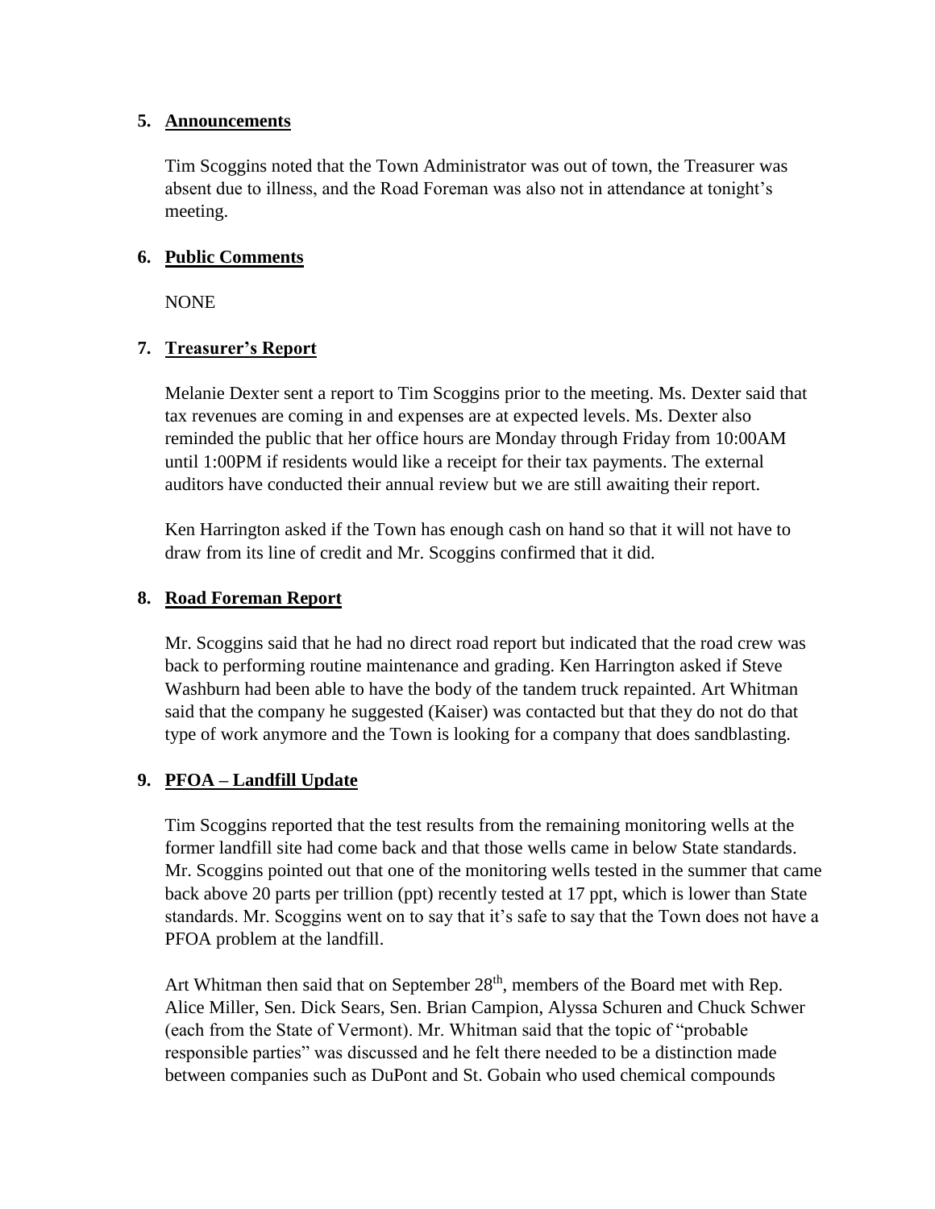5. **Announcements**

Tim Scoggins noted that the Town Administrator was out of town, the Treasurer was absent due to illness, and the Road Foreman was also not in attendance at tonight's meeting.

6. **Public Comments**

NONE

7. **Treasurer's Report**

Melanie Dexter sent a report to Tim Scoggins prior to the meeting. Ms. Dexter said that tax revenues are coming in and expenses are at expected levels. Ms. Dexter also reminded the public that her office hours are Monday through Friday from 10:00AM until 1:00PM if residents would like a receipt for their tax payments. The external auditors have conducted their annual review but we are still awaiting their report.

Ken Harrington asked if the Town has enough cash on hand so that it will not have to draw from its line of credit and Mr. Scoggins confirmed that it did.

8. **Road Foreman Report**

Mr. Scoggins said that he had no direct road report but indicated that the road crew was back to performing routine maintenance and grading. Ken Harrington asked if Steve Washburn had been able to have the body of the tandem truck repainted. Art Whitman said that the company he suggested (Kaiser) was contacted but that they do not do that type of work anymore and the Town is looking for a company that does sandblasting.

9. **PFOA – Landfill Update**

Tim Scoggins reported that the test results from the remaining monitoring wells at the former landfill site had come back and that those wells came in below State standards. Mr. Scoggins pointed out that one of the monitoring wells tested in the summer that came back above 20 parts per trillion (ppt) recently tested at 17 ppt, which is lower than State standards. Mr. Scoggins went on to say that it's safe to say that the Town does not have a PFOA problem at the landfill.

Art Whitman then said that on September 28th, members of the Board met with Rep. Alice Miller, Sen. Dick Sears, Sen. Brian Campion, Alyssa Schuren and Chuck Schwer (each from the State of Vermont). Mr. Whitman said that the topic of "probable responsible parties" was discussed and he felt there needed to be a distinction made between companies such as DuPont and St. Gobain who used chemical compounds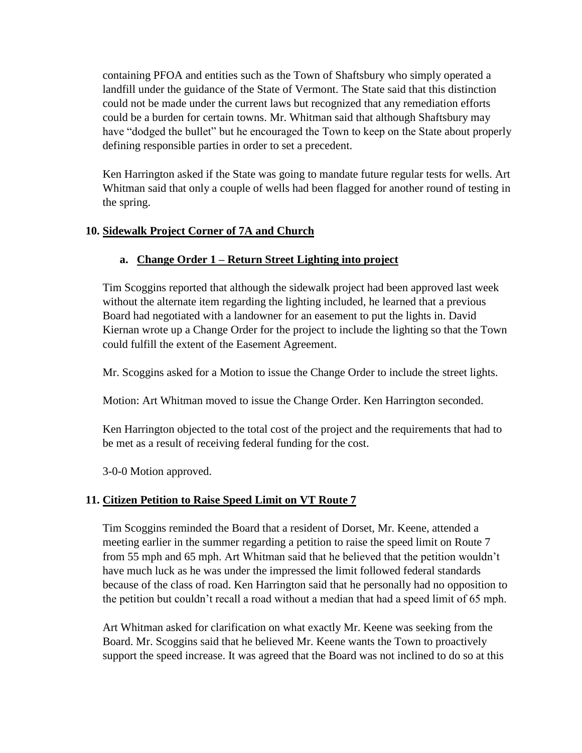containing PFOA and entities such as the Town of Shaftsbury who simply operated a landfill under the guidance of the State of Vermont. The State said that this distinction could not be made under the current laws but recognized that any remediation efforts could be a burden for certain towns. Mr. Whitman said that although Shaftsbury may have "dodged the bullet" but he encouraged the Town to keep on the State about properly defining responsible parties in order to set a precedent.

Ken Harrington asked if the State was going to mandate future regular tests for wells. Art Whitman said that only a couple of wells had been flagged for another round of testing in the spring.

**10. <u>Sidewalk Project Corner of 7A and Church</u>**

**a. <u>Change Order 1 – Return Street Lighting into project</u>**

Tim Scoggins reported that although the sidewalk project had been approved last week without the alternate item regarding the lighting included, he learned that a previous Board had negotiated with a landowner for an easement to put the lights in. David Kiernan wrote up a Change Order for the project to include the lighting so that the Town could fulfill the extent of the Easement Agreement.

Mr. Scoggins asked for a Motion to issue the Change Order to include the street lights.

Motion: Art Whitman moved to issue the Change Order. Ken Harrington seconded.

Ken Harrington objected to the total cost of the project and the requirements that had to be met as a result of receiving federal funding for the cost.

3-0-0 Motion approved.

**11. <u>Citizen Petition to Raise Speed Limit on VT Route 7</u>**

Tim Scoggins reminded the Board that a resident of Dorset, Mr. Keene, attended a meeting earlier in the summer regarding a petition to raise the speed limit on Route 7 from 55 mph and 65 mph. Art Whitman said that he believed that the petition wouldn't have much luck as he was under the impressed the limit followed federal standards because of the class of road. Ken Harrington said that he personally had no opposition to the petition but couldn't recall a road without a median that had a speed limit of 65 mph.

Art Whitman asked for clarification on what exactly Mr. Keene was seeking from the Board. Mr. Scoggins said that he believed Mr. Keene wants the Town to proactively support the speed increase. It was agreed that the Board was not inclined to do so at this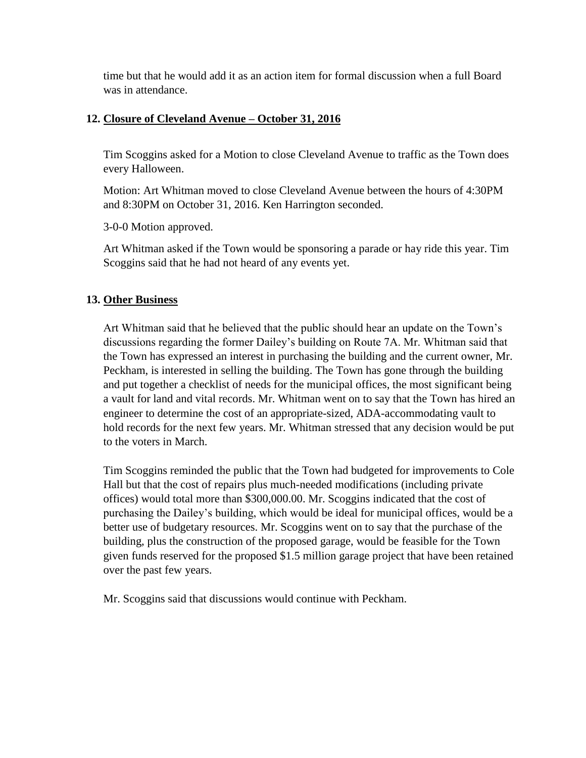time but that he would add it as an action item for formal discussion when a full Board was in attendance.

**12. Closure of Cleveland Avenue – October 31, 2016**

Tim Scoggins asked for a Motion to close Cleveland Avenue to traffic as the Town does every Halloween.

Motion: Art Whitman moved to close Cleveland Avenue between the hours of 4:30PM and 8:30PM on October 31, 2016. Ken Harrington seconded.

3-0-0 Motion approved.

Art Whitman asked if the Town would be sponsoring a parade or hay ride this year. Tim Scoggins said that he had not heard of any events yet.

**13. Other Business**

Art Whitman said that he believed that the public should hear an update on the Town's discussions regarding the former Dailey's building on Route 7A. Mr. Whitman said that the Town has expressed an interest in purchasing the building and the current owner, Mr. Peckham, is interested in selling the building. The Town has gone through the building and put together a checklist of needs for the municipal offices, the most significant being a vault for land and vital records. Mr. Whitman went on to say that the Town has hired an engineer to determine the cost of an appropriate-sized, ADA-accommodating vault to hold records for the next few years. Mr. Whitman stressed that any decision would be put to the voters in March.

Tim Scoggins reminded the public that the Town had budgeted for improvements to Cole Hall but that the cost of repairs plus much-needed modifications (including private offices) would total more than $300,000.00. Mr. Scoggins indicated that the cost of purchasing the Dailey's building, which would be ideal for municipal offices, would be a better use of budgetary resources. Mr. Scoggins went on to say that the purchase of the building, plus the construction of the proposed garage, would be feasible for the Town given funds reserved for the proposed $1.5 million garage project that have been retained over the past few years.

Mr. Scoggins said that discussions would continue with Peckham.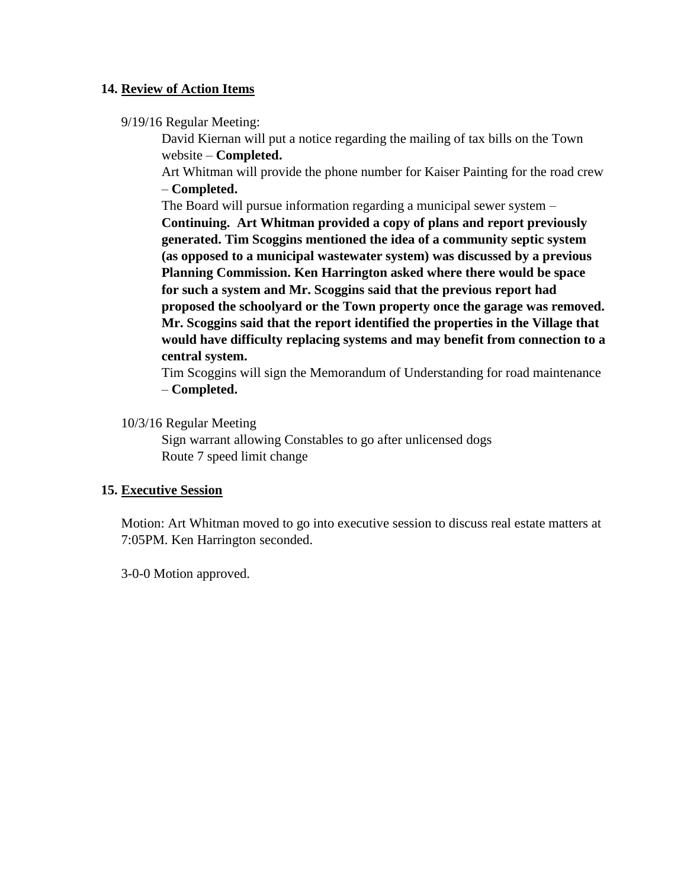**14. Review of Action Items**

9/19/16 Regular Meeting:

David Kiernan will put a notice regarding the mailing of tax bills on the Town website – **Completed.**

Art Whitman will provide the phone number for Kaiser Painting for the road crew – **Completed.**

The Board will pursue information regarding a municipal sewer system – **Continuing. Art Whitman provided a copy of plans and report previously generated. Tim Scoggins mentioned the idea of a community septic system (as opposed to a municipal wastewater system) was discussed by a previous Planning Commission. Ken Harrington asked where there would be space for such a system and Mr. Scoggins said that the previous report had proposed the schoolyard or the Town property once the garage was removed. Mr. Scoggins said that the report identified the properties in the Village that would have difficulty replacing systems and may benefit from connection to a central system.**

Tim Scoggins will sign the Memorandum of Understanding for road maintenance – **Completed.**

10/3/16 Regular Meeting

Sign warrant allowing Constables to go after unlicensed dogs

Route 7 speed limit change

**15. Executive Session**

Motion: Art Whitman moved to go into executive session to discuss real estate matters at 7:05PM. Ken Harrington seconded.

3-0-0 Motion approved.